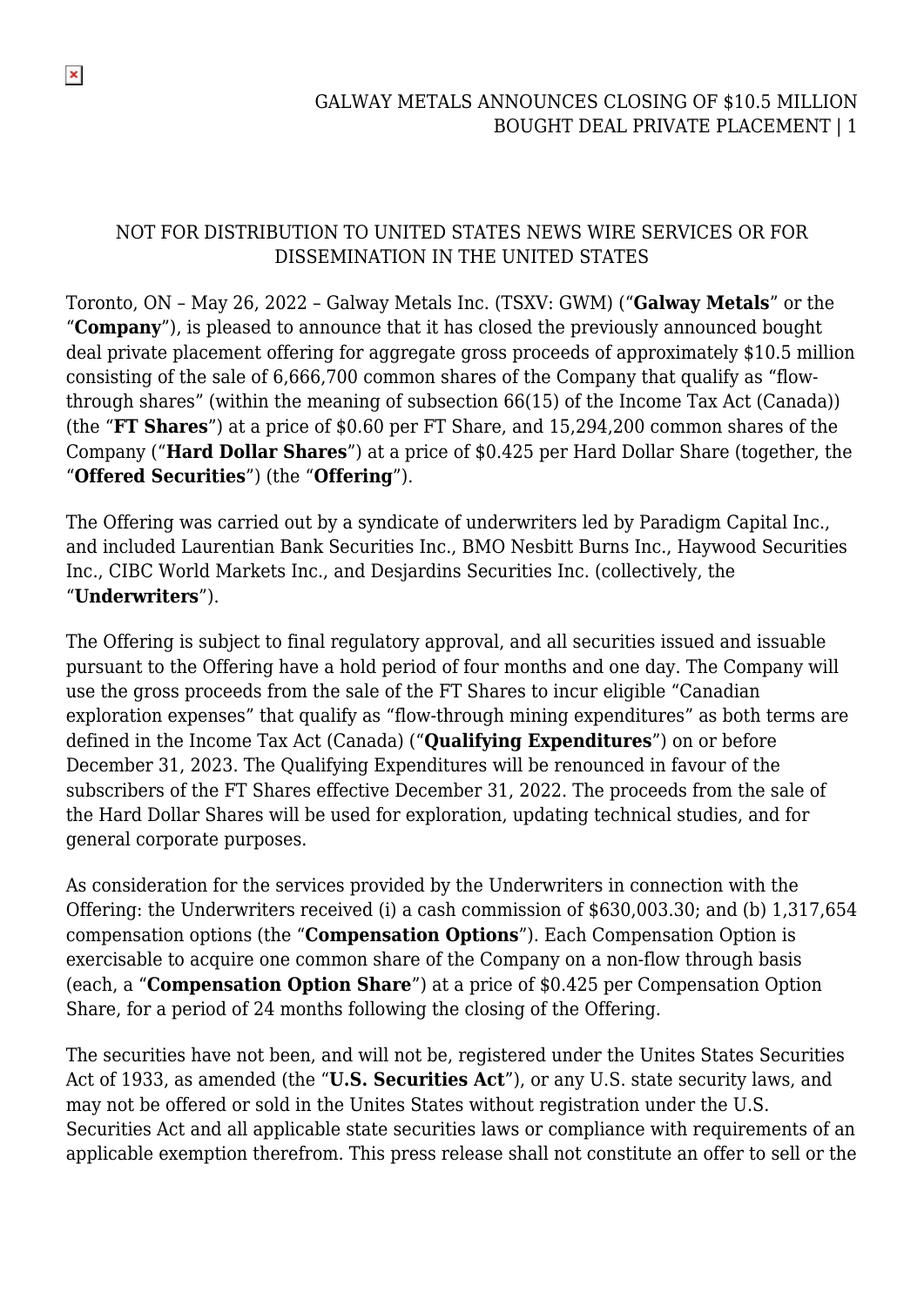NOT FOR DISTRIBUTION TO UNITED STATES NEWS WIRE SERVICES OR FOR DISSEMINATION IN THE UNITED STATES

Toronto, ON – May 26, 2022 – Galway Metals Inc. (TSXV: GWM) ("**Galway Metals**" or the "**Company**"), is pleased to announce that it has closed the previously announced bought deal private placement offering for aggregate gross proceeds of approximately $10.5 million consisting of the sale of 6,666,700 common shares of the Company that qualify as "flow-through shares" (within the meaning of subsection 66(15) of the Income Tax Act (Canada)) (the "**FT Shares**") at a price of $0.60 per FT Share, and 15,294,200 common shares of the Company ("**Hard Dollar Shares**") at a price of $0.425 per Hard Dollar Share (together, the "**Offered Securities**") (the "**Offering**").

The Offering was carried out by a syndicate of underwriters led by Paradigm Capital Inc., and included Laurentian Bank Securities Inc., BMO Nesbitt Burns Inc., Haywood Securities Inc., CIBC World Markets Inc., and Desjardins Securities Inc. (collectively, the "**Underwriters**").

The Offering is subject to final regulatory approval, and all securities issued and issuable pursuant to the Offering have a hold period of four months and one day. The Company will use the gross proceeds from the sale of the FT Shares to incur eligible "Canadian exploration expenses" that qualify as "flow-through mining expenditures" as both terms are defined in the Income Tax Act (Canada) ("**Qualifying Expenditures**") on or before December 31, 2023. The Qualifying Expenditures will be renounced in favour of the subscribers of the FT Shares effective December 31, 2022. The proceeds from the sale of the Hard Dollar Shares will be used for exploration, updating technical studies, and for general corporate purposes.

As consideration for the services provided by the Underwriters in connection with the Offering: the Underwriters received (i) a cash commission of $630,003.30; and (b) 1,317,654 compensation options (the "**Compensation Options**"). Each Compensation Option is exercisable to acquire one common share of the Company on a non-flow through basis (each, a "**Compensation Option Share**") at a price of $0.425 per Compensation Option Share, for a period of 24 months following the closing of the Offering.

The securities have not been, and will not be, registered under the Unites States Securities Act of 1933, as amended (the "**U.S. Securities Act**"), or any U.S. state security laws, and may not be offered or sold in the Unites States without registration under the U.S. Securities Act and all applicable state securities laws or compliance with requirements of an applicable exemption therefrom. This press release shall not constitute an offer to sell or the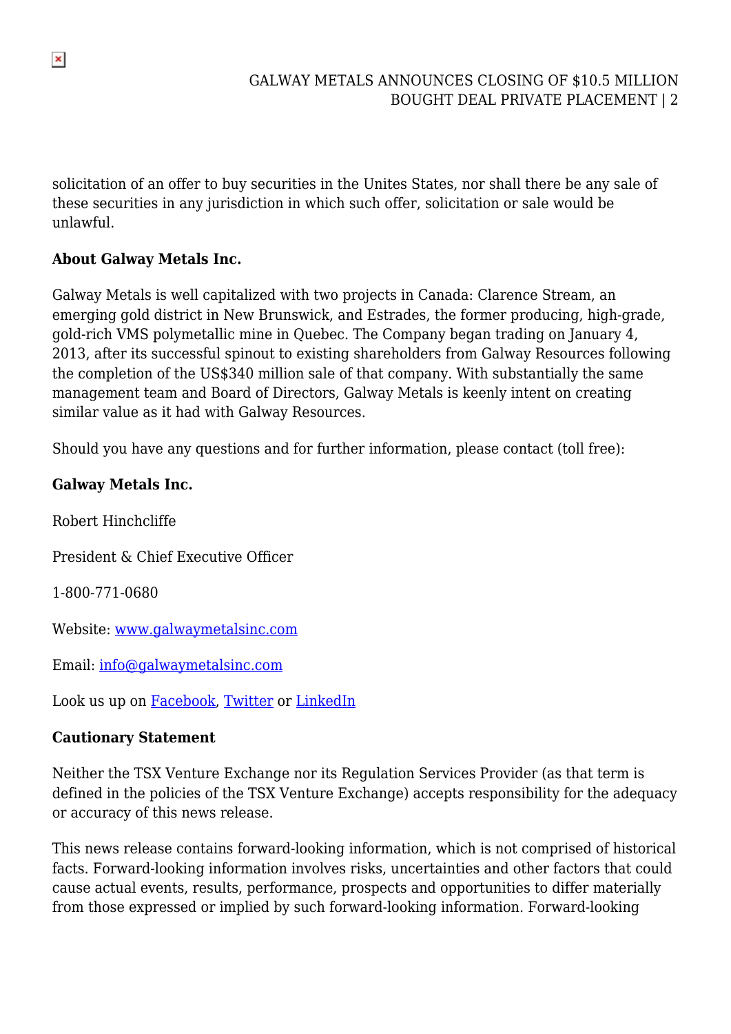solicitation of an offer to buy securities in the Unites States, nor shall there be any sale of these securities in any jurisdiction in which such offer, solicitation or sale would be unlawful.

**About Galway Metals Inc.**

Galway Metals is well capitalized with two projects in Canada: Clarence Stream, an emerging gold district in New Brunswick, and Estrades, the former producing, high-grade, gold-rich VMS polymetallic mine in Quebec. The Company began trading on January 4, 2013, after its successful spinout to existing shareholders from Galway Resources following the completion of the US$340 million sale of that company. With substantially the same management team and Board of Directors, Galway Metals is keenly intent on creating similar value as it had with Galway Resources.

Should you have any questions and for further information, please contact (toll free):

**Galway Metals Inc.**

Robert Hinchcliffe

President & Chief Executive Officer

1-800-771-0680

Website: [www.galwaymetalsinc.com](http://www.galwaymetalsinc.com)

Email: [info@galwaymetalsinc.com](mailto:info@galwaymetalsinc.com)

Look us up on Facebook, Twitter or LinkedIn

**Cautionary Statement**

Neither the TSX Venture Exchange nor its Regulation Services Provider (as that term is defined in the policies of the TSX Venture Exchange) accepts responsibility for the adequacy or accuracy of this news release.

This news release contains forward-looking information, which is not comprised of historical facts. Forward-looking information involves risks, uncertainties and other factors that could cause actual events, results, performance, prospects and opportunities to differ materially from those expressed or implied by such forward-looking information. Forward-looking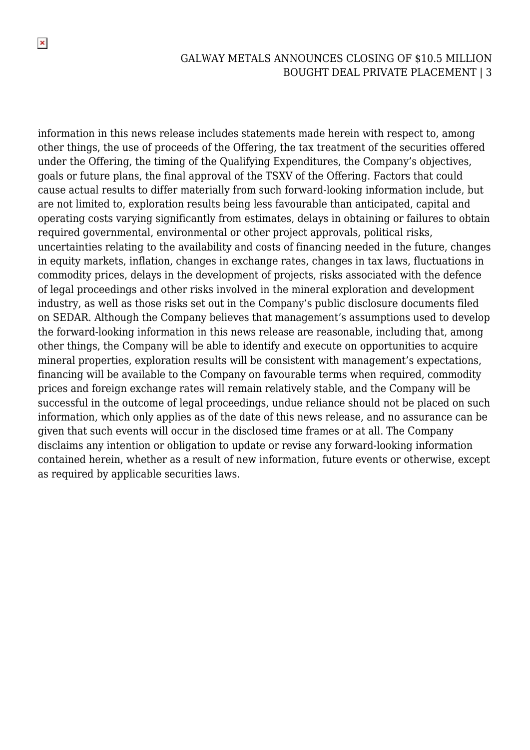information in this news release includes statements made herein with respect to, among other things, the use of proceeds of the Offering, the tax treatment of the securities offered under the Offering, the timing of the Qualifying Expenditures, the Company's objectives, goals or future plans, the final approval of the TSXV of the Offering. Factors that could cause actual results to differ materially from such forward-looking information include, but are not limited to, exploration results being less favourable than anticipated, capital and operating costs varying significantly from estimates, delays in obtaining or failures to obtain required governmental, environmental or other project approvals, political risks, uncertainties relating to the availability and costs of financing needed in the future, changes in equity markets, inflation, changes in exchange rates, changes in tax laws, fluctuations in commodity prices, delays in the development of projects, risks associated with the defence of legal proceedings and other risks involved in the mineral exploration and development industry, as well as those risks set out in the Company's public disclosure documents filed on SEDAR. Although the Company believes that management's assumptions used to develop the forward-looking information in this news release are reasonable, including that, among other things, the Company will be able to identify and execute on opportunities to acquire mineral properties, exploration results will be consistent with management's expectations, financing will be available to the Company on favourable terms when required, commodity prices and foreign exchange rates will remain relatively stable, and the Company will be successful in the outcome of legal proceedings, undue reliance should not be placed on such information, which only applies as of the date of this news release, and no assurance can be given that such events will occur in the disclosed time frames or at all. The Company disclaims any intention or obligation to update or revise any forward-looking information contained herein, whether as a result of new information, future events or otherwise, except as required by applicable securities laws.